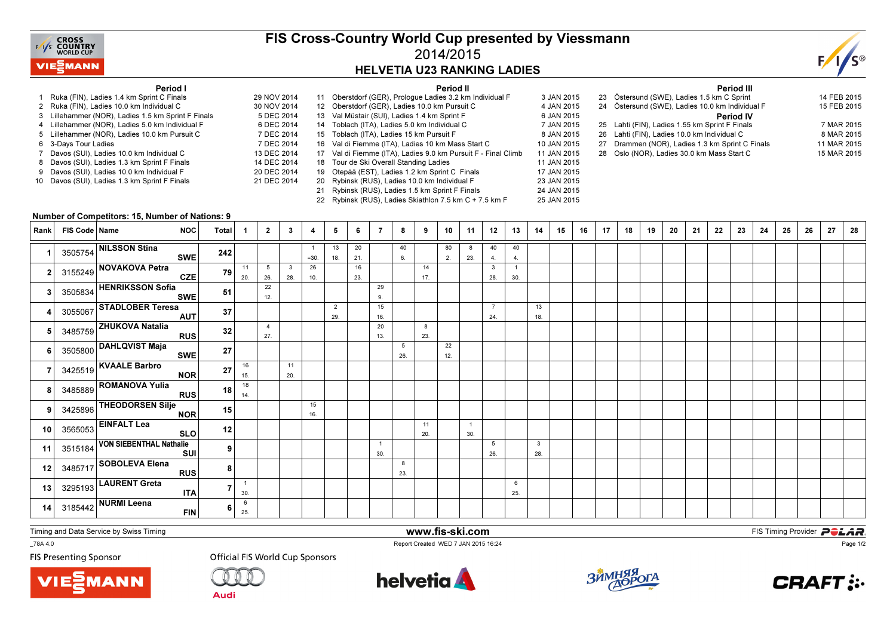# FIS Cross-Country World Cup presented by Viessmann

## 2014/2015

## HELVETIA U23 RANKING LADIES

### Period I

| | | |
|---|---|---|
| 1 | Ruka (FIN), Ladies 1.4 km Sprint C Finals | 29 NOV 2014 |
| 2 | Ruka (FIN), Ladies 10.0 km Individual C | 30 NOV 2014 |
| 3 | Lillehammer (NOR), Ladies 1.5 km Sprint F Finals | 5 DEC 2014 |
| 4 | Lillehammer (NOR), Ladies 5.0 km Individual F | 6 DEC 2014 |
| 5 | Lillehammer (NOR), Ladies 10.0 km Pursuit C | 7 DEC 2014 |
| 6 | 3-Days Tour Ladies | 7 DEC 2014 |
| 7 | Davos (SUI), Ladies 10.0 km Individual C | 13 DEC 2014 |
| 8 | Davos (SUI), Ladies 1.3 km Sprint F Finals | 14 DEC 2014 |
| 9 | Davos (SUI), Ladies 10.0 km Individual F | 20 DEC 2014 |
| 10 | Davos (SUI), Ladies 1.3 km Sprint F Finals | 21 DEC 2014 |

### Period II

| | | |
|---|---|---|
| 11 | Oberstdorf (GER), Prologue Ladies 3.2 km Individual F | 3 JAN 2015 |
| 12 | Oberstdorf (GER), Ladies 10.0 km Pursuit C | 4 JAN 2015 |
| 13 | Val Müstair (SUI), Ladies 1.4 km Sprint F | 6 JAN 2015 |
| 14 | Toblach (ITA), Ladies 5.0 km Individual C | 7 JAN 2015 |
| 15 | Toblach (ITA), Ladies 15 km Pursuit F | 8 JAN 2015 |
| 16 | Val di Fiemme (ITA), Ladies 10 km Mass Start C | 10 JAN 2015 |
| 17 | Val di Fiemme (ITA), Ladies 9.0 km Pursuit F - Final Climb | 11 JAN 2015 |
| 18 | Tour de Ski Overall Standing Ladies | 11 JAN 2015 |
| 19 | Otepää (EST), Ladies 1.2 km Sprint C Finals | 17 JAN 2015 |
| 20 | Rybinsk (RUS), Ladies 10.0 km Individual F | 23 JAN 2015 |
| 21 | Rybinsk (RUS), Ladies 1.5 km Sprint F Finals | 24 JAN 2015 |
| 22 | Rybinsk (RUS), Ladies Skiathlon 7.5 km C + 7.5 km F | 25 JAN 2015 |

### Period III

| | | |
|---|---|---|
| 23 | Östersund (SWE), Ladies 1.5 km C Sprint | 14 FEB 2015 |
| 24 | Östersund (SWE), Ladies 10.0 km Individual F | 15 FEB 2015 |

### Period IV

| | | |
|---|---|---|
| 25 | Lahti (FIN), Ladies 1.55 km Sprint F Finals | 7 MAR 2015 |
| 26 | Lahti (FIN), Ladies 10.0 km Individual C | 8 MAR 2015 |
| 27 | Drammen (NOR), Ladies 1.3 km Sprint C Finals | 11 MAR 2015 |
| 28 | Oslo (NOR), Ladies 30.0 km Mass Start C | 15 MAR 2015 |

**Number of Competitors: 15, Number of Nations: 9**

| Rank | FIS Code | Name | NOC | Total | 1 | 2 | 3 | 4 | 5 | 6 | 7 | 8 | 9 | 10 | 11 | 12 | 13 | 14 | 15 | 16 | 17 | 18 | 19 | 20 | 21 | 22 | 23 | 24 | 25 | 26 | 27 | 28 |
|---|---|---|---|---|---|---|---|---|---|---|---|---|---|---|---|---|---|---|---|---|---|---|---|---|---|---|---|---|---|---|---|---|
| 1 | 3505754 | NILSSON Stina | SWE | 242 | | | | 1 =30. | 13 18. | 20 21. | | 40 6. | | 80 2. | 8 23. | 40 4. | 40 4. | | | | | | | | | | | | | | | |
| 2 | 3155249 | NOVAKOVA Petra | CZE | 79 | 11 20. | 5 26. | 3 28. | 26 10. | | 16 23. | | | 14 17. | | | 3 28. | 1 30. | | | | | | | | | | | | | | | |
| 3 | 3505834 | HENRIKSSON Sofia | SWE | 51 | | 22 12. | | | | | 29 9. | | | | | | | | | | | | | | | | | | | | | |
| 4 | 3055067 | STADLOBER Teresa | AUT | 37 | | | | | 2 29. | | 15 16. | | | | | 7 24. | | 13 18. | | | | | | | | | | | | | | |
| 5 | 3485759 | ZHUKOVA Natalia | RUS | 32 | | 4 27. | | | | | 20 13. | | 8 23. | | | | | | | | | | | | | | | | | | | |
| 6 | 3505800 | DAHLQVIST Maja | SWE | 27 | | | | | | | | 5 26. | | 22 12. | | | | | | | | | | | | | | | | | | |
| 7 | 3425519 | KVAALE Barbro | NOR | 27 | 16 15. | | 11 20. | | | | | | | | | | | | | | | | | | | | | | | | | |
| 8 | 3485889 | ROMANOVA Yulia | RUS | 18 | 18 14. | | | | | | | | | | | | | | | | | | | | | | | | | | | |
| 9 | 3425896 | THEODORSEN Silje | NOR | 15 | | | | 15 16. | | | | | | | | | | | | | | | | | | | | | | | | |
| 10 | 3565053 | EINFALT Lea | SLO | 12 | | | | | | | | | 11 20. | | 1 30. | | | | | | | | | | | | | | | | | |
| 11 | 3515184 | VON SIEBENTHAL Nathalie | SUI | 9 | | | | | | | 1 30. | | | | | 5 26. | | 3 28. | | | | | | | | | | | | | | |
| 12 | 3485717 | SOBOLEVA Elena | RUS | 8 | | | | | | | | 8 23. | | | | | | | | | | | | | | | | | | | | |
| 13 | 3295193 | LAURENT Greta | ITA | 7 | 1 30. | | | | | | | | | | | | 6 25. | | | | | | | | | | | | | | | |
| 14 | 3185442 | NURMI Leena | FIN | 6 | 6 25. | | | | | | | | | | | | | | | | | | | | | | | | | | | |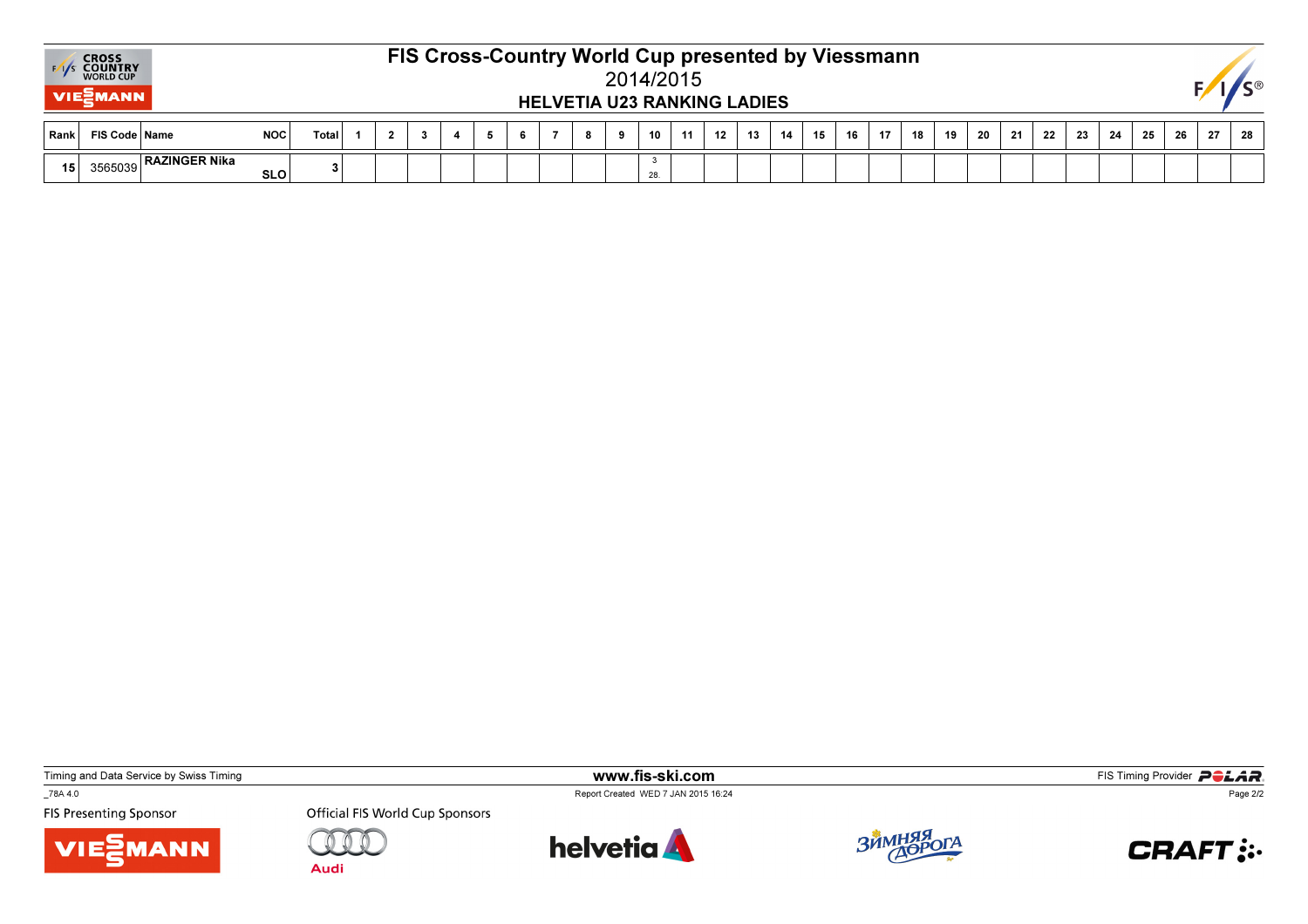# FIS Cross-Country World Cup presented by Viessmann

2014/2015

## HELVETIA U23 RANKING LADIES

| Rank | FIS Code | Name | NOC | Total | 1 | 2 | 3 | 4 | 5 | 6 | 7 | 8 | 9 | 10 | 11 | 12 | 13 | 14 | 15 | 16 | 17 | 18 | 19 | 20 | 21 | 22 | 23 | 24 | 25 | 26 | 27 | 28 |
|---|---|---|---|---|---|---|---|---|---|---|---|---|---|---|---|---|---|---|---|---|---|---|---|---|---|---|---|---|---|---|---|---|
| 15 | 3565039 | RAZINGER Nika | SLO | 3 | | | | | | | | | | 3 28. | | | | | | | | | | | | | | | | | | |

Timing and Data Service by Swiss Timing

www.fis-ski.com

FIS Timing Provider POLAR

_78A 4.0

Report Created WED 7 JAN 2015 16:24

FIS Presenting Sponsor

Official FIS World Cup Sponsors